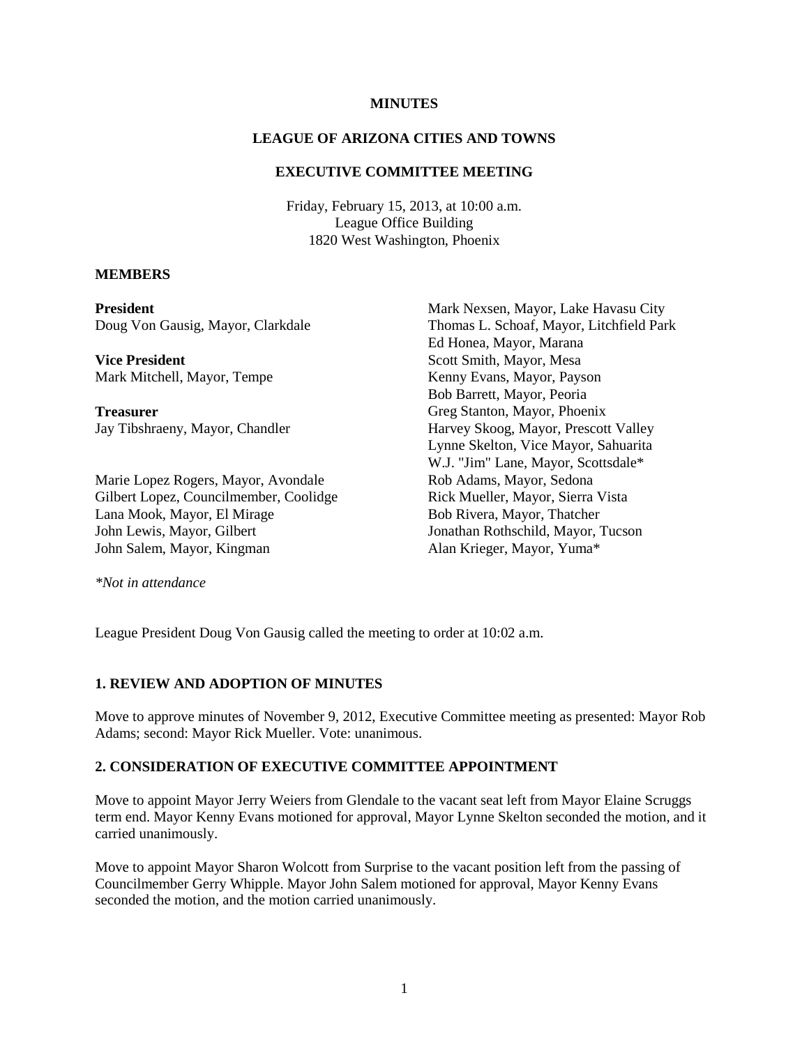**MINUTES**

**LEAGUE OF ARIZONA CITIES AND TOWNS**

**EXECUTIVE COMMITTEE MEETING**

Friday, February 15, 2013, at 10:00 a.m.
League Office Building
1820 West Washington, Phoenix

**MEMBERS**

**President**
Doug Von Gausig, Mayor, Clarkdale

**Vice President**
Mark Mitchell, Mayor, Tempe

**Treasurer**
Jay Tibshraeny, Mayor, Chandler

Marie Lopez Rogers, Mayor, Avondale
Gilbert Lopez, Councilmember, Coolidge
Lana Mook, Mayor, El Mirage
John Lewis, Mayor, Gilbert
John Salem, Mayor, Kingman
Mark Nexsen, Mayor, Lake Havasu City
Thomas L. Schoaf, Mayor, Litchfield Park
Ed Honea, Mayor, Marana
Scott Smith, Mayor, Mesa
Kenny Evans, Mayor, Payson
Bob Barrett, Mayor, Peoria
Greg Stanton, Mayor, Phoenix
Harvey Skoog, Mayor, Prescott Valley
Lynne Skelton, Vice Mayor, Sahuarita
W.J. "Jim" Lane, Mayor, Scottsdale*
Rob Adams, Mayor, Sedona
Rick Mueller, Mayor, Sierra Vista
Bob Rivera, Mayor, Thatcher
Jonathan Rothschild, Mayor, Tucson
Alan Krieger, Mayor, Yuma*

*\*Not in attendance*

League President Doug Von Gausig called the meeting to order at 10:02 a.m.

### 1. REVIEW AND ADOPTION OF MINUTES

Move to approve minutes of November 9, 2012, Executive Committee meeting as presented: Mayor Rob Adams; second: Mayor Rick Mueller. Vote: unanimous.

### 2. CONSIDERATION OF EXECUTIVE COMMITTEE APPOINTMENT

Move to appoint Mayor Jerry Weiers from Glendale to the vacant seat left from Mayor Elaine Scruggs term end. Mayor Kenny Evans motioned for approval, Mayor Lynne Skelton seconded the motion, and it carried unanimously.

Move to appoint Mayor Sharon Wolcott from Surprise to the vacant position left from the passing of Councilmember Gerry Whipple. Mayor John Salem motioned for approval, Mayor Kenny Evans seconded the motion, and the motion carried unanimously.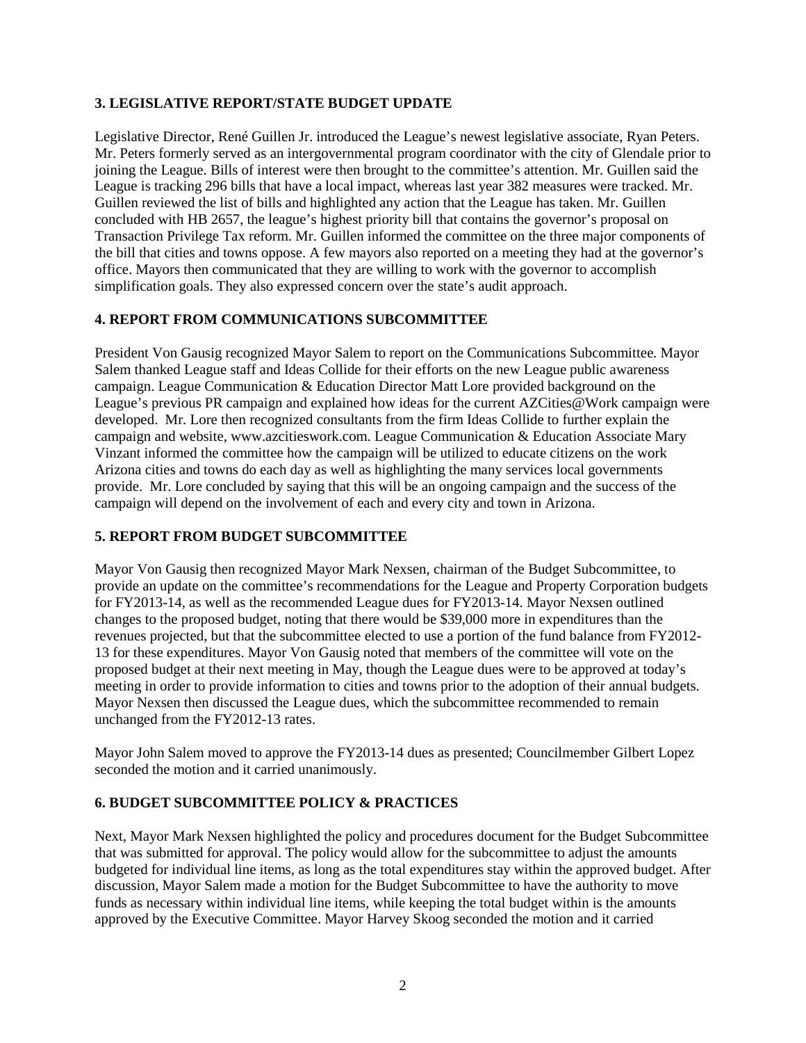## 3. LEGISLATIVE REPORT/STATE BUDGET UPDATE

Legislative Director, René Guillen Jr. introduced the League's newest legislative associate, Ryan Peters. Mr. Peters formerly served as an intergovernmental program coordinator with the city of Glendale prior to joining the League. Bills of interest were then brought to the committee's attention. Mr. Guillen said the League is tracking 296 bills that have a local impact, whereas last year 382 measures were tracked. Mr. Guillen reviewed the list of bills and highlighted any action that the League has taken. Mr. Guillen concluded with HB 2657, the league's highest priority bill that contains the governor's proposal on Transaction Privilege Tax reform. Mr. Guillen informed the committee on the three major components of the bill that cities and towns oppose. A few mayors also reported on a meeting they had at the governor's office. Mayors then communicated that they are willing to work with the governor to accomplish simplification goals. They also expressed concern over the state's audit approach.

## 4. REPORT FROM COMMUNICATIONS SUBCOMMITTEE

President Von Gausig recognized Mayor Salem to report on the Communications Subcommittee. Mayor Salem thanked League staff and Ideas Collide for their efforts on the new League public awareness campaign. League Communication & Education Director Matt Lore provided background on the League's previous PR campaign and explained how ideas for the current AZCities@Work campaign were developed. Mr. Lore then recognized consultants from the firm Ideas Collide to further explain the campaign and website, www.azcitieswork.com. League Communication & Education Associate Mary Vinzant informed the committee how the campaign will be utilized to educate citizens on the work Arizona cities and towns do each day as well as highlighting the many services local governments provide. Mr. Lore concluded by saying that this will be an ongoing campaign and the success of the campaign will depend on the involvement of each and every city and town in Arizona.

## 5. REPORT FROM BUDGET SUBCOMMITTEE

Mayor Von Gausig then recognized Mayor Mark Nexsen, chairman of the Budget Subcommittee, to provide an update on the committee's recommendations for the League and Property Corporation budgets for FY2013-14, as well as the recommended League dues for FY2013-14. Mayor Nexsen outlined changes to the proposed budget, noting that there would be $39,000 more in expenditures than the revenues projected, but that the subcommittee elected to use a portion of the fund balance from FY2012-13 for these expenditures. Mayor Von Gausig noted that members of the committee will vote on the proposed budget at their next meeting in May, though the League dues were to be approved at today's meeting in order to provide information to cities and towns prior to the adoption of their annual budgets. Mayor Nexsen then discussed the League dues, which the subcommittee recommended to remain unchanged from the FY2012-13 rates.

Mayor John Salem moved to approve the FY2013-14 dues as presented; Councilmember Gilbert Lopez seconded the motion and it carried unanimously.

## 6. BUDGET SUBCOMMITTEE POLICY & PRACTICES

Next, Mayor Mark Nexsen highlighted the policy and procedures document for the Budget Subcommittee that was submitted for approval. The policy would allow for the subcommittee to adjust the amounts budgeted for individual line items, as long as the total expenditures stay within the approved budget. After discussion, Mayor Salem made a motion for the Budget Subcommittee to have the authority to move funds as necessary within individual line items, while keeping the total budget within is the amounts approved by the Executive Committee. Mayor Harvey Skoog seconded the motion and it carried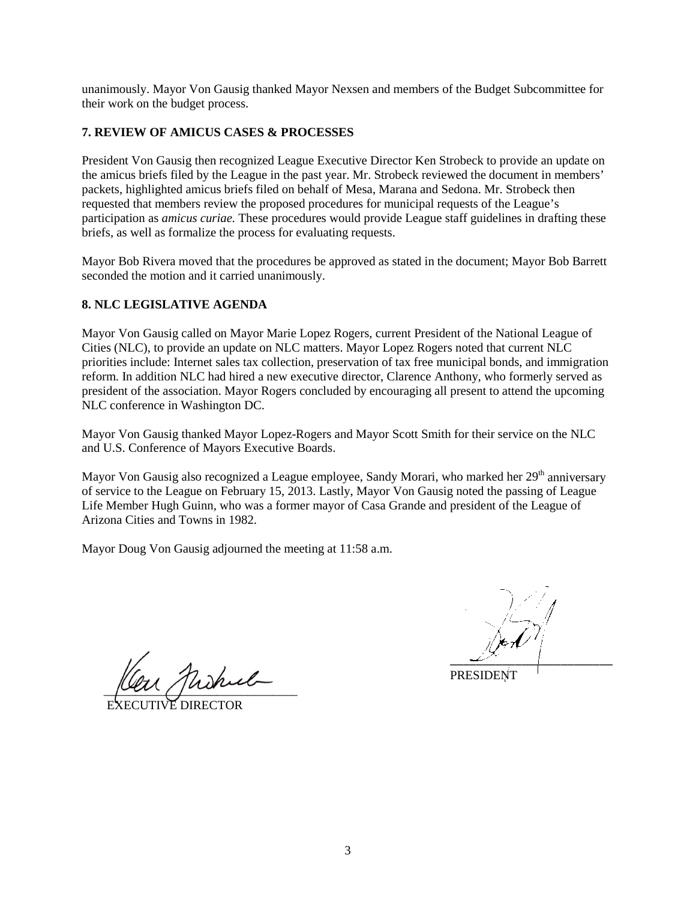unanimously. Mayor Von Gausig thanked Mayor Nexsen and members of the Budget Subcommittee for their work on the budget process.

**7. REVIEW OF AMICUS CASES & PROCESSES**

President Von Gausig then recognized League Executive Director Ken Strobeck to provide an update on the amicus briefs filed by the League in the past year. Mr. Strobeck reviewed the document in members' packets, highlighted amicus briefs filed on behalf of Mesa, Marana and Sedona. Mr. Strobeck then requested that members review the proposed procedures for municipal requests of the League's participation as *amicus curiae.* These procedures would provide League staff guidelines in drafting these briefs, as well as formalize the process for evaluating requests.

Mayor Bob Rivera moved that the procedures be approved as stated in the document; Mayor Bob Barrett seconded the motion and it carried unanimously.

**8. NLC LEGISLATIVE AGENDA**

Mayor Von Gausig called on Mayor Marie Lopez Rogers, current President of the National League of Cities (NLC), to provide an update on NLC matters. Mayor Lopez Rogers noted that current NLC priorities include: Internet sales tax collection, preservation of tax free municipal bonds, and immigration reform. In addition NLC had hired a new executive director, Clarence Anthony, who formerly served as president of the association. Mayor Rogers concluded by encouraging all present to attend the upcoming NLC conference in Washington DC.

Mayor Von Gausig thanked Mayor Lopez-Rogers and Mayor Scott Smith for their service on the NLC and U.S. Conference of Mayors Executive Boards.

Mayor Von Gausig also recognized a League employee, Sandy Morari, who marked her 29th anniversary of service to the League on February 15, 2013. Lastly, Mayor Von Gausig noted the passing of League Life Member Hugh Guinn, who was a former mayor of Casa Grande and president of the League of Arizona Cities and Towns in 1982.

Mayor Doug Von Gausig adjourned the meeting at 11:58 a.m.

EXECUTIVE DIRECTOR

PRESIDENT